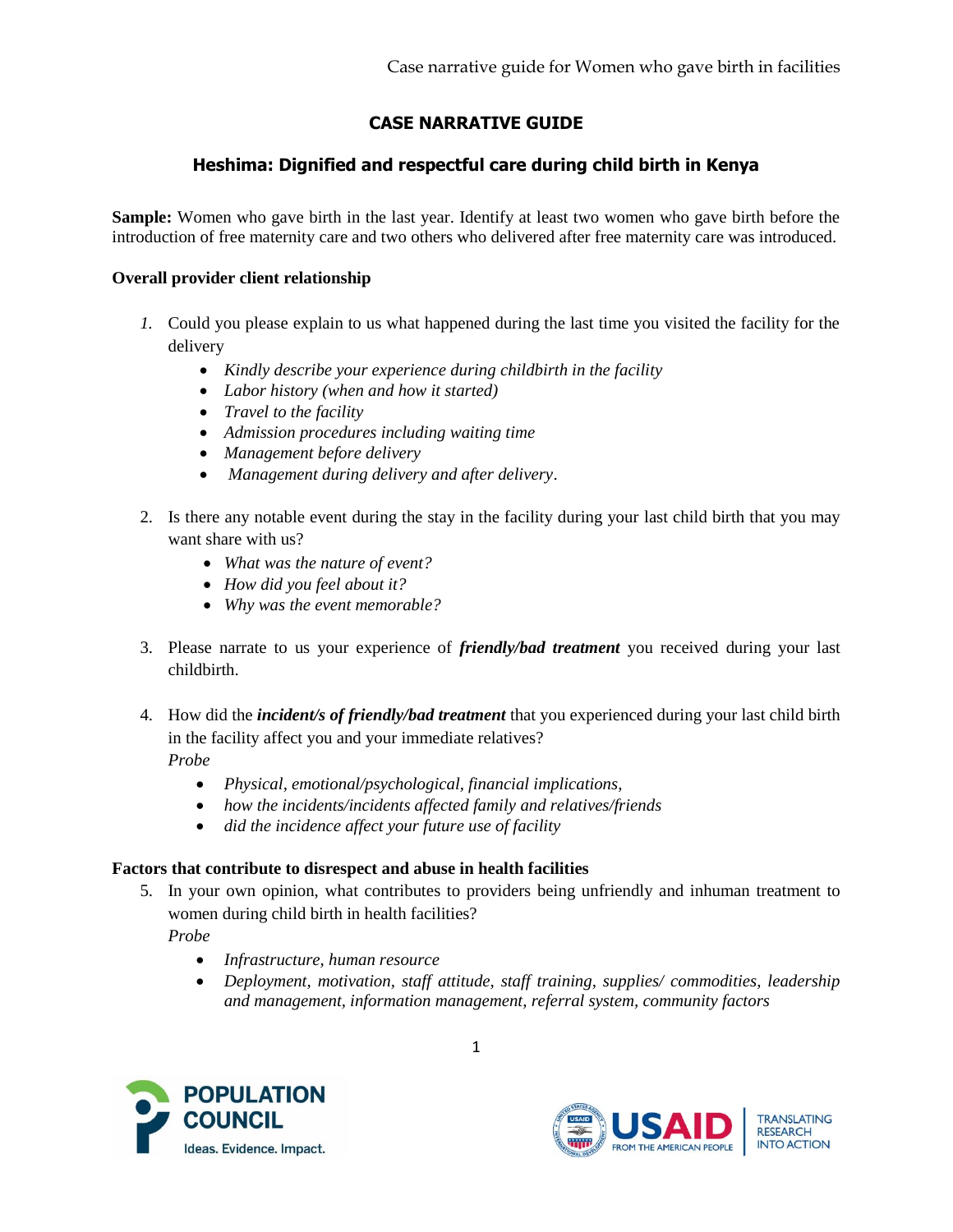# CASE NARRATIVE GUIDE

## Heshima: Dignified and respectful care during child birth in Kenya

**Sample:** Women who gave birth in the last year. Identify at least two women who gave birth before the introduction of free maternity care and two others who delivered after free maternity care was introduced.

### Overall provider client relationship

1. Could you please explain to us what happened during the last time you visited the facility for the delivery
   - *Kindly describe your experience during childbirth in the facility*
   - *Labor history (when and how it started)*
   - *Travel to the facility*
   - *Admission procedures including waiting time*
   - *Management before delivery*
   - *Management during delivery and after delivery*.

2. Is there any notable event during the stay in the facility during your last child birth that you may want share with us?
   - *What was the nature of event?*
   - *How did you feel about it?*
   - *Why was the event memorable?*

3. Please narrate to us your experience of ***friendly/bad treatment*** you received during your last childbirth.

4. How did the ***incident/s of friendly/bad treatment*** that you experienced during your last child birth in the facility affect you and your immediate relatives?
   *Probe*
   - *Physical, emotional/psychological, financial implications,*
   - *how the incidents/incidents affected family and relatives/friends*
   - *did the incidence affect your future use of facility*

### Factors that contribute to disrespect and abuse in health facilities

5. In your own opinion, what contributes to providers being unfriendly and inhuman treatment to women during child birth in health facilities?
   *Probe*
   - *Infrastructure, human resource*
   - *Deployment, motivation, staff attitude, staff training, supplies/ commodities, leadership and management, information management, referral system, community factors*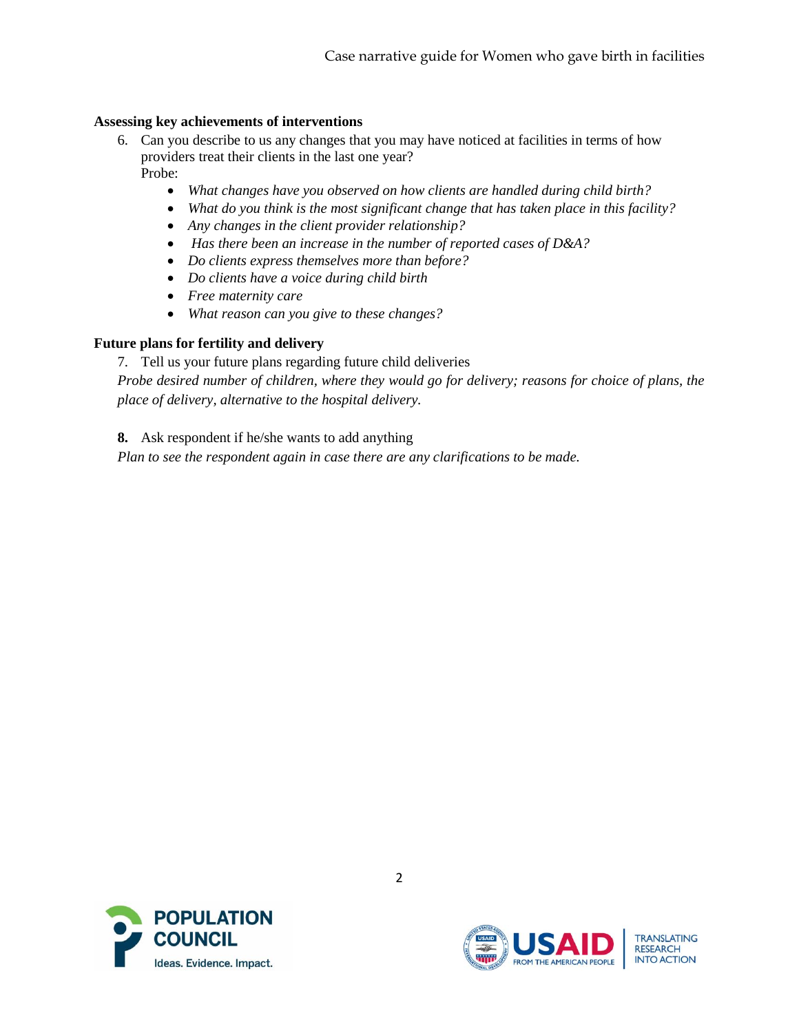**Assessing key achievements of interventions**

6. Can you describe to us any changes that you may have noticed at facilities in terms of how providers treat their clients in the last one year?
   Probe:
   - *What changes have you observed on how clients are handled during child birth?*
   - *What do you think is the most significant change that has taken place in this facility?*
   - *Any changes in the client provider relationship?*
   - *Has there been an increase in the number of reported cases of D&A?*
   - *Do clients express themselves more than before?*
   - *Do clients have a voice during child birth*
   - *Free maternity care*
   - *What reason can you give to these changes?*

**Future plans for fertility and delivery**

7. Tell us your future plans regarding future child deliveries

*Probe desired number of children, where they would go for delivery; reasons for choice of plans, the place of delivery, alternative to the hospital delivery.*

**8.** Ask respondent if he/she wants to add anything

*Plan to see the respondent again in case there are any clarifications to be made.*